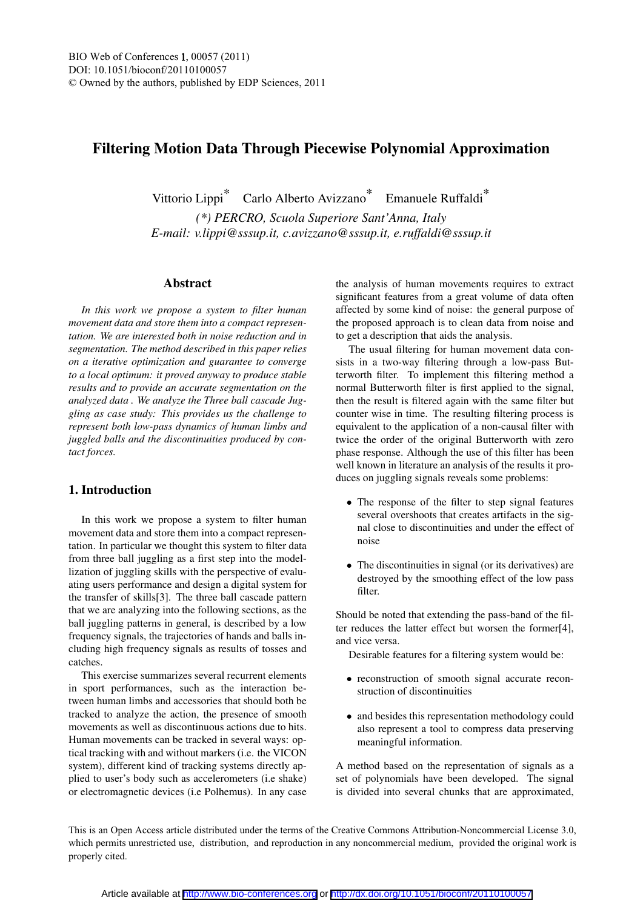# Filtering Motion Data Through Piecewise Polynomial Approximation

Vittorio Lippi* Carlo Alberto Avizzano* Emanuele Ruffaldi*

*(\*) PERCRO, Scuola Superiore Sant'Anna, Italy*
*E-mail: v.lippi@sssup.it, c.avizzano@sssup.it, e.ruffaldi@sssup.it*

## Abstract

*In this work we propose a system to filter human movement data and store them into a compact representation. We are interested both in noise reduction and in segmentation. The method described in this paper relies on a iterative optimization and guarantee to converge to a local optimum: it proved anyway to produce stable results and to provide an accurate segmentation on the analyzed data . We analyze the Three ball cascade Juggling as case study: This provides us the challenge to represent both low-pass dynamics of human limbs and juggled balls and the discontinuities produced by contact forces.*

## 1. Introduction

In this work we propose a system to filter human movement data and store them into a compact representation. In particular we thought this system to filter data from three ball juggling as a first step into the modellization of juggling skills with the perspective of evaluating users performance and design a digital system for the transfer of skills[3]. The three ball cascade pattern that we are analyzing into the following sections, as the ball juggling patterns in general, is described by a low frequency signals, the trajectories of hands and balls including high frequency signals as results of tosses and catches.

This exercise summarizes several recurrent elements in sport performances, such as the interaction between human limbs and accessories that should both be tracked to analyze the action, the presence of smooth movements as well as discontinuous actions due to hits. Human movements can be tracked in several ways: optical tracking with and without markers (i.e. the VICON system), different kind of tracking systems directly applied to user's body such as accelerometers (i.e shake) or electromagnetic devices (i.e Polhemus). In any case the analysis of human movements requires to extract significant features from a great volume of data often affected by some kind of noise: the general purpose of the proposed approach is to clean data from noise and to get a description that aids the analysis.

The usual filtering for human movement data consists in a two-way filtering through a low-pass Butterworth filter. To implement this filtering method a normal Butterworth filter is first applied to the signal, then the result is filtered again with the same filter but counter wise in time. The resulting filtering process is equivalent to the application of a non-causal filter with twice the order of the original Butterworth with zero phase response. Although the use of this filter has been well known in literature an analysis of the results it produces on juggling signals reveals some problems:

- The response of the filter to step signal features several overshoots that creates artifacts in the signal close to discontinuities and under the effect of noise
- The discontinuities in signal (or its derivatives) are destroyed by the smoothing effect of the low pass filter.

Should be noted that extending the pass-band of the filter reduces the latter effect but worsen the former[4], and vice versa.

Desirable features for a filtering system would be:

- reconstruction of smooth signal accurate reconstruction of discontinuities
- and besides this representation methodology could also represent a tool to compress data preserving meaningful information.

A method based on the representation of signals as a set of polynomials have been developed. The signal is divided into several chunks that are approximated,

This is an Open Access article distributed under the terms of the Creative Commons Attribution-Noncommercial License 3.0, which permits unrestricted use, distribution, and reproduction in any noncommercial medium, provided the original work is properly cited.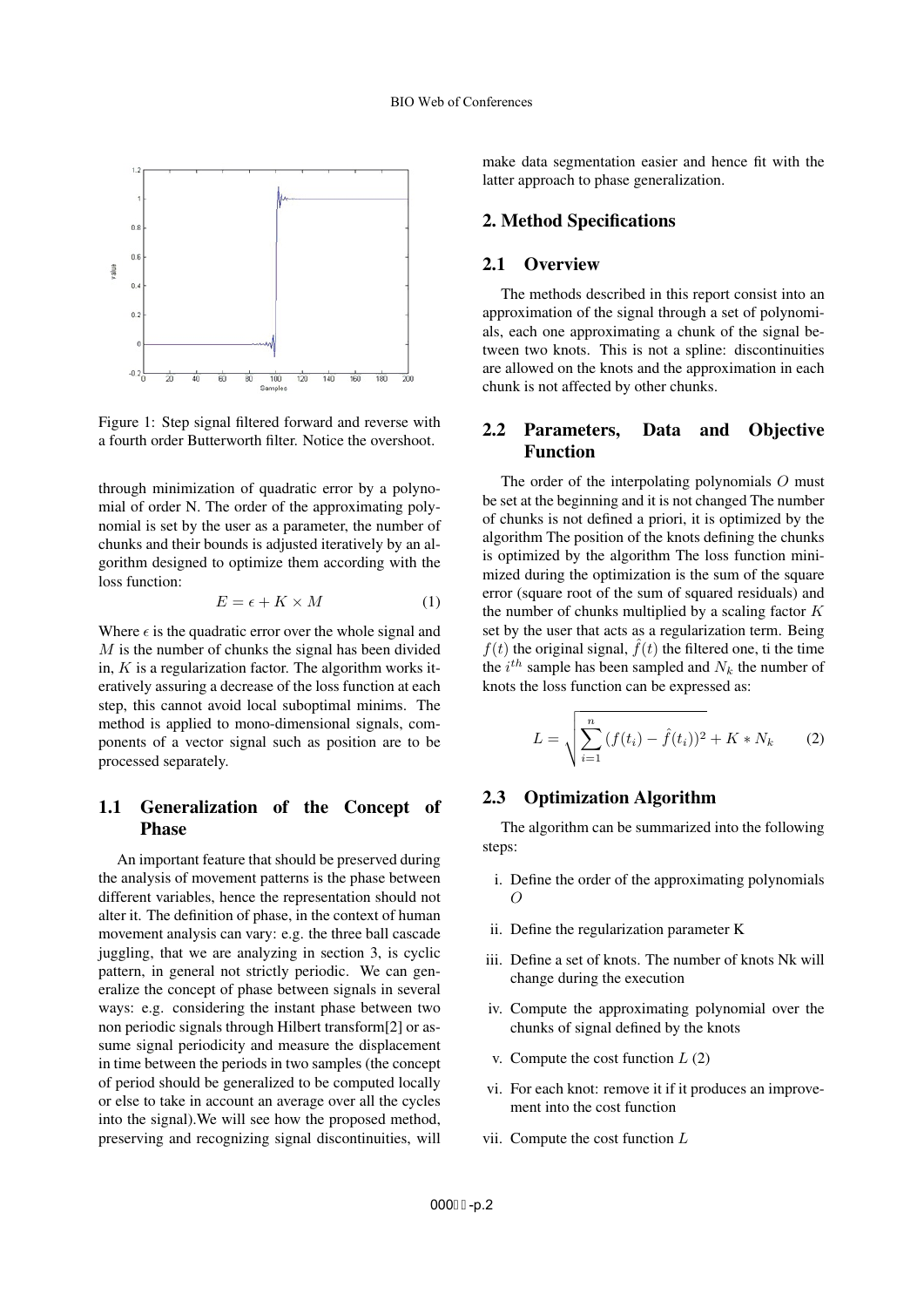Figure 1: Step signal filtered forward and reverse with a fourth order Butterworth filter. Notice the overshoot.

through minimization of quadratic error by a polynomial of order N. The order of the approximating polynomial is set by the user as a parameter, the number of chunks and their bounds is adjusted iteratively by an algorithm designed to optimize them according with the loss function:

$$E = \epsilon + K \times M \tag{1}$$

Where $\epsilon$ is the quadratic error over the whole signal and $M$ is the number of chunks the signal has been divided in, $K$ is a regularization factor. The algorithm works iteratively assuring a decrease of the loss function at each step, this cannot avoid local suboptimal minims. The method is applied to mono-dimensional signals, components of a vector signal such as position are to be processed separately.

## 1.1 Generalization of the Concept of Phase

An important feature that should be preserved during the analysis of movement patterns is the phase between different variables, hence the representation should not alter it. The definition of phase, in the context of human movement analysis can vary: e.g. the three ball cascade juggling, that we are analyzing in section 3, is cyclic pattern, in general not strictly periodic. We can generalize the concept of phase between signals in several ways: e.g. considering the instant phase between two non periodic signals through Hilbert transform[2] or assume signal periodicity and measure the displacement in time between the periods in two samples (the concept of period should be generalized to be computed locally or else to take in account an average over all the cycles into the signal).We will see how the proposed method, preserving and recognizing signal discontinuities, will make data segmentation easier and hence fit with the latter approach to phase generalization.

# 2. Method Specifications

## 2.1 Overview

The methods described in this report consist into an approximation of the signal through a set of polynomials, each one approximating a chunk of the signal between two knots. This is not a spline: discontinuities are allowed on the knots and the approximation in each chunk is not affected by other chunks.

## 2.2 Parameters, Data and Objective Function

The order of the interpolating polynomials $O$ must be set at the beginning and it is not changed The number of chunks is not defined a priori, it is optimized by the algorithm The position of the knots defining the chunks is optimized by the algorithm The loss function minimized during the optimization is the sum of the square error (square root of the sum of squared residuals) and the number of chunks multiplied by a scaling factor $K$ set by the user that acts as a regularization term. Being $f(t)$ the original signal, $\hat{f}(t)$ the filtered one, ti the time the $i^{th}$ sample has been sampled and $N_k$ the number of knots the loss function can be expressed as:

$$L = \sqrt{\sum_{i=1}^{n} (f(t_i) - \hat{f}(t_i))^2} + K * N_k \tag{2}$$

## 2.3 Optimization Algorithm

The algorithm can be summarized into the following steps:

i. Define the order of the approximating polynomials $O$

ii. Define the regularization parameter K

iii. Define a set of knots. The number of knots Nk will change during the execution

iv. Compute the approximating polynomial over the chunks of signal defined by the knots

v. Compute the cost function $L$ (2)

vi. For each knot: remove it if it produces an improvement into the cost function

vii. Compute the cost function $L$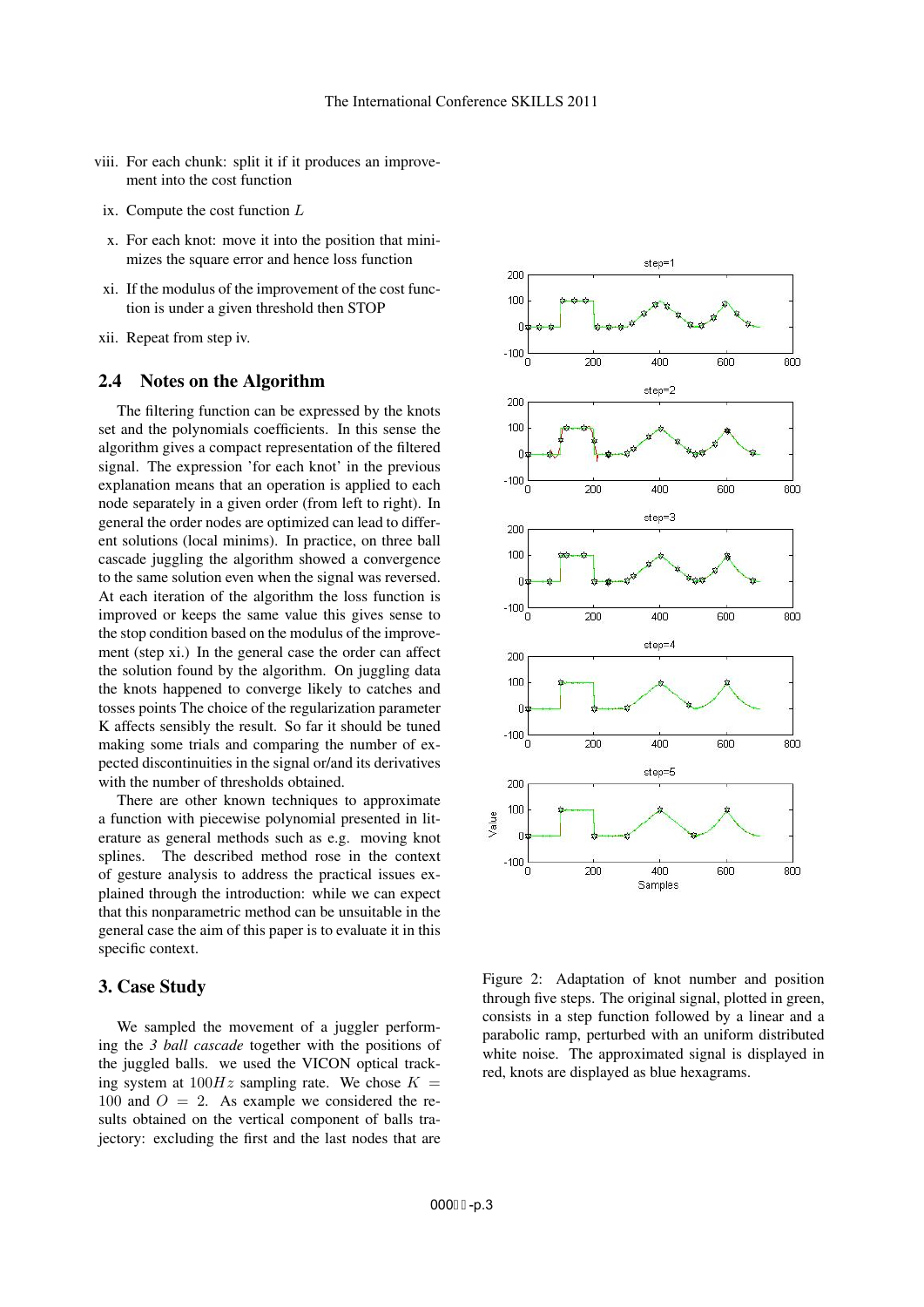viii. For each chunk: split it if it produces an improvement into the cost function

ix. Compute the cost function $L$

x. For each knot: move it into the position that minimizes the square error and hence loss function

xi. If the modulus of the improvement of the cost function is under a given threshold then STOP

xii. Repeat from step iv.

## 2.4 Notes on the Algorithm

The filtering function can be expressed by the knots set and the polynomials coefficients. In this sense the algorithm gives a compact representation of the filtered signal. The expression 'for each knot' in the previous explanation means that an operation is applied to each node separately in a given order (from left to right). In general the order nodes are optimized can lead to different solutions (local minims). In practice, on three ball cascade juggling the algorithm showed a convergence to the same solution even when the signal was reversed. At each iteration of the algorithm the loss function is improved or keeps the same value this gives sense to the stop condition based on the modulus of the improvement (step xi.) In the general case the order can affect the solution found by the algorithm. On juggling data the knots happened to converge likely to catches and tosses points The choice of the regularization parameter K affects sensibly the result. So far it should be tuned making some trials and comparing the number of expected discontinuities in the signal or/and its derivatives with the number of thresholds obtained.

There are other known techniques to approximate a function with piecewise polynomial presented in literature as general methods such as e.g. moving knot splines. The described method rose in the context of gesture analysis to address the practical issues explained through the introduction: while we can expect that this nonparametric method can be unsuitable in the general case the aim of this paper is to evaluate it in this specific context.

## 3. Case Study

We sampled the movement of a juggler performing the *3 ball cascade* together with the positions of the juggled balls. we used the VICON optical tracking system at $100Hz$ sampling rate. We chose $K = 100$ and $O = 2$. As example we considered the results obtained on the vertical component of balls trajectory: excluding the first and the last nodes that are

Figure 2: Adaptation of knot number and position through five steps. The original signal, plotted in green, consists in a step function followed by a linear and a parabolic ramp, perturbed with an uniform distributed white noise. The approximated signal is displayed in red, knots are displayed as blue hexagrams.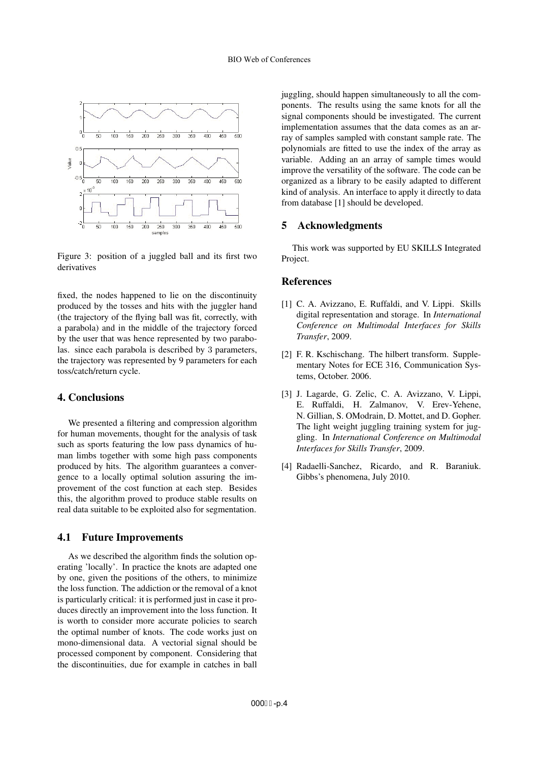2
1
0
0 50 100 150 200 250 300 350 400 450 500

0.5
0
-0.5
0 50 100 150 200 250 300 350 400 450 500

Value

x 10^-3
2
0
-2
0 50 100 150 200 250 300 350 400 450 500
samples

Figure 3: position of a juggled ball and its first two derivatives

fixed, the nodes happened to lie on the discontinuity produced by the tosses and hits with the juggler hand (the trajectory of the flying ball was fit, correctly, with a parabola) and in the middle of the trajectory forced by the user that was hence represented by two parabolas. since each parabola is described by 3 parameters, the trajectory was represented by 9 parameters for each toss/catch/return cycle.

## 4. Conclusions

We presented a filtering and compression algorithm for human movements, thought for the analysis of task such as sports featuring the low pass dynamics of human limbs together with some high pass components produced by hits. The algorithm guarantees a convergence to a locally optimal solution assuring the improvement of the cost function at each step. Besides this, the algorithm proved to produce stable results on real data suitable to be exploited also for segmentation.

### 4.1 Future Improvements

As we described the algorithm finds the solution operating 'locally'. In practice the knots are adapted one by one, given the positions of the others, to minimize the loss function. The addiction or the removal of a knot is particularly critical: it is performed just in case it produces directly an improvement into the loss function. It is worth to consider more accurate policies to search the optimal number of knots. The code works just on mono-dimensional data. A vectorial signal should be processed component by component. Considering that the discontinuities, due for example in catches in ball juggling, should happen simultaneously to all the components. The results using the same knots for all the signal components should be investigated. The current implementation assumes that the data comes as an array of samples sampled with constant sample rate. The polynomials are fitted to use the index of the array as variable. Adding an an array of sample times would improve the versatility of the software. The code can be organized as a library to be easily adapted to different kind of analysis. An interface to apply it directly to data from database [1] should be developed.

## 5 Acknowledgments

This work was supported by EU SKILLS Integrated Project.

## References

[1] C. A. Avizzano, E. Ruffaldi, and V. Lippi. Skills digital representation and storage. In *International Conference on Multimodal Interfaces for Skills Transfer*, 2009.

[2] F. R. Kschischang. The hilbert transform. Supplementary Notes for ECE 316, Communication Systems, October. 2006.

[3] J. Lagarde, G. Zelic, C. A. Avizzano, V. Lippi, E. Ruffaldi, H. Zalmanov, V. Erev-Yehene, N. Gillian, S. OModrain, D. Mottet, and D. Gopher. The light weight juggling training system for juggling. In *International Conference on Multimodal Interfaces for Skills Transfer*, 2009.

[4] Radaelli-Sanchez, Ricardo, and R. Baraniuk. Gibbs's phenomena, July 2010.